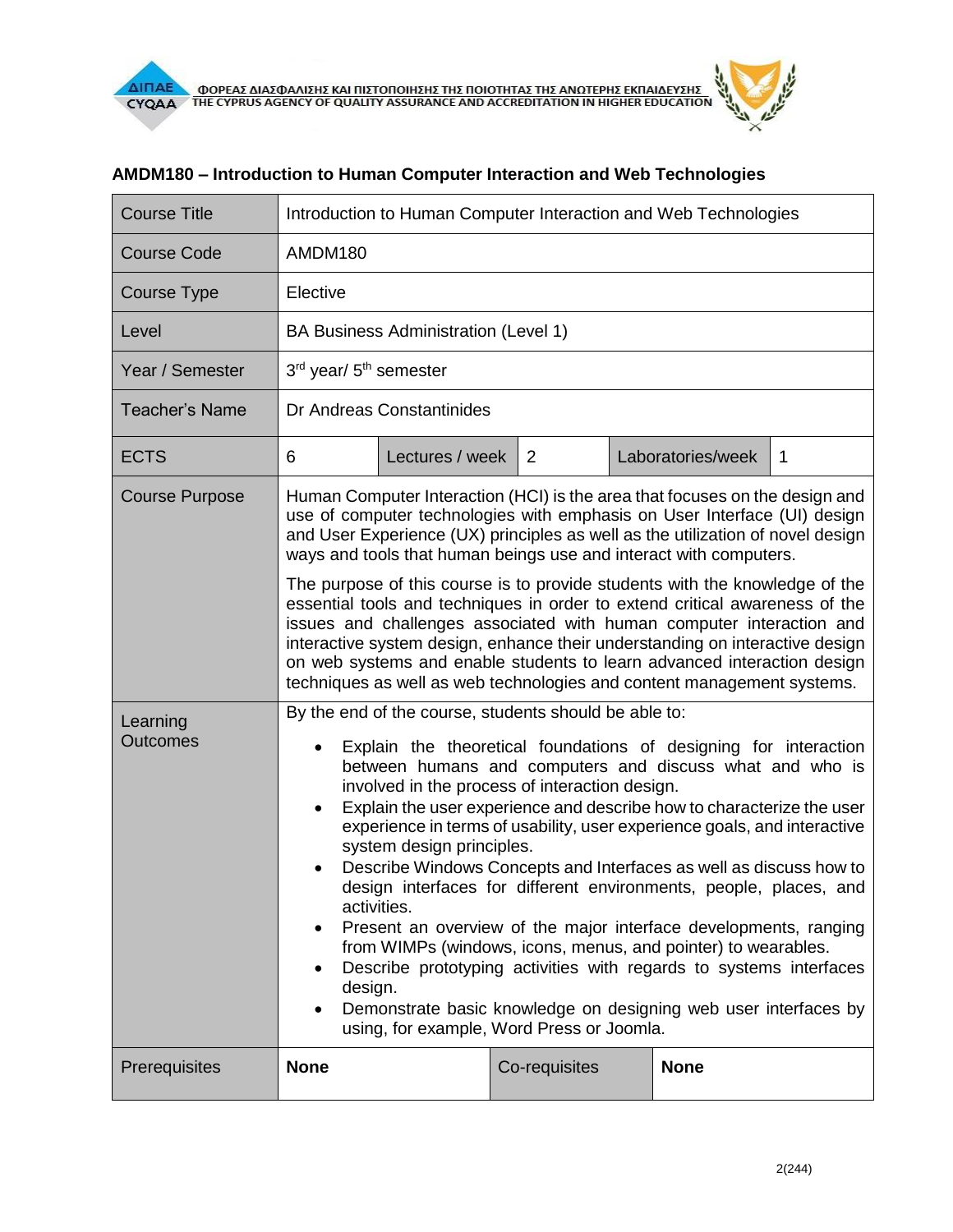## AMDM180 – Introduction to Human Computer Interaction and Web Technologies

| Course Title | Introduction to Human Computer Interaction and Web Technologies | | | | |
|---|---|---|---|---|---|
| Course Code | AMDM180 | | | | |
| Course Type | Elective | | | | |
| Level | BA Business Administration (Level 1) | | | | |
| Year / Semester | 3rd year/ 5th semester | | | | |
| Teacher's Name | Dr Andreas Constantinides | | | | |
| ECTS | 6 | Lectures / week | 2 | Laboratories/week | 1 |
| Course Purpose | Human Computer Interaction (HCI) is the area that focuses on the design and use of computer technologies with emphasis on User Interface (UI) design and User Experience (UX) principles as well as the utilization of novel design ways and tools that human beings use and interact with computers.<br><br>The purpose of this course is to provide students with the knowledge of the essential tools and techniques in order to extend critical awareness of the issues and challenges associated with human computer interaction and interactive system design, enhance their understanding on interactive design on web systems and enable students to learn advanced interaction design techniques as well as web technologies and content management systems. | | | | |
| Learning Outcomes | By the end of the course, students should be able to:<br>• Explain the theoretical foundations of designing for interaction between humans and computers and discuss what and who is involved in the process of interaction design.<br>• Explain the user experience and describe how to characterize the user experience in terms of usability, user experience goals, and interactive system design principles.<br>• Describe Windows Concepts and Interfaces as well as discuss how to design interfaces for different environments, people, places, and activities.<br>• Present an overview of the major interface developments, ranging from WIMPs (windows, icons, menus, and pointer) to wearables.<br>• Describe prototyping activities with regards to systems interfaces design.<br>• Demonstrate basic knowledge on designing web user interfaces by using, for example, Word Press or Joomla. | | | | |
| Prerequisites | **None** | Co-requisites | **None** | | |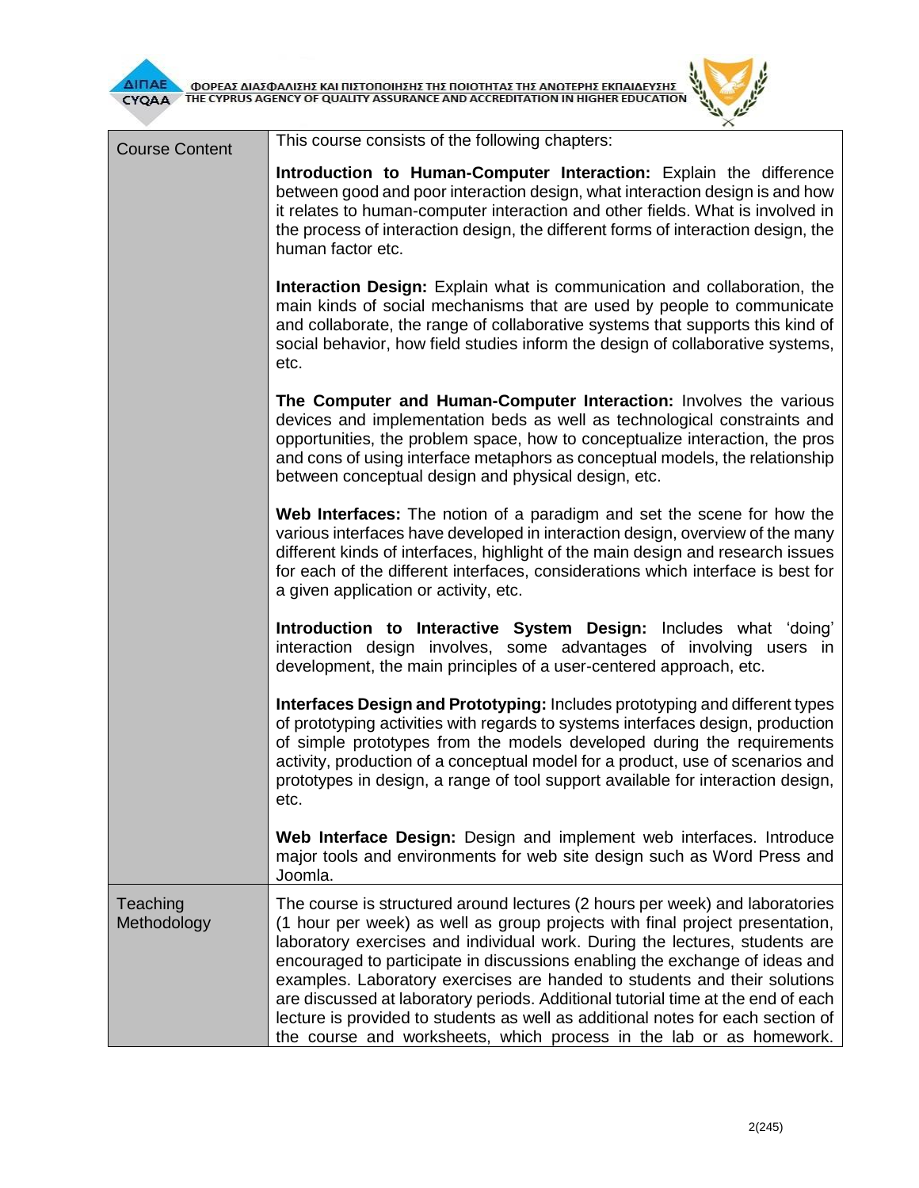| | |
|---|---|
| Course Content | This course consists of the following chapters:<br><br>**Introduction to Human-Computer Interaction:** Explain the difference between good and poor interaction design, what interaction design is and how it relates to human-computer interaction and other fields. What is involved in the process of interaction design, the different forms of interaction design, the human factor etc.<br><br>**Interaction Design:** Explain what is communication and collaboration, the main kinds of social mechanisms that are used by people to communicate and collaborate, the range of collaborative systems that supports this kind of social behavior, how field studies inform the design of collaborative systems, etc.<br><br>**The Computer and Human-Computer Interaction:** Involves the various devices and implementation beds as well as technological constraints and opportunities, the problem space, how to conceptualize interaction, the pros and cons of using interface metaphors as conceptual models, the relationship between conceptual design and physical design, etc.<br><br>**Web Interfaces:** The notion of a paradigm and set the scene for how the various interfaces have developed in interaction design, overview of the many different kinds of interfaces, highlight of the main design and research issues for each of the different interfaces, considerations which interface is best for a given application or activity, etc.<br><br>**Introduction to Interactive System Design:** Includes what 'doing' interaction design involves, some advantages of involving users in development, the main principles of a user-centered approach, etc.<br><br>**Interfaces Design and Prototyping:** Includes prototyping and different types of prototyping activities with regards to systems interfaces design, production of simple prototypes from the models developed during the requirements activity, production of a conceptual model for a product, use of scenarios and prototypes in design, a range of tool support available for interaction design, etc.<br><br>**Web Interface Design:** Design and implement web interfaces. Introduce major tools and environments for web site design such as Word Press and Joomla. |
| Teaching Methodology | The course is structured around lectures (2 hours per week) and laboratories (1 hour per week) as well as group projects with final project presentation, laboratory exercises and individual work. During the lectures, students are encouraged to participate in discussions enabling the exchange of ideas and examples. Laboratory exercises are handed to students and their solutions are discussed at laboratory periods. Additional tutorial time at the end of each lecture is provided to students as well as additional notes for each section of the course and worksheets, which process in the lab or as homework. |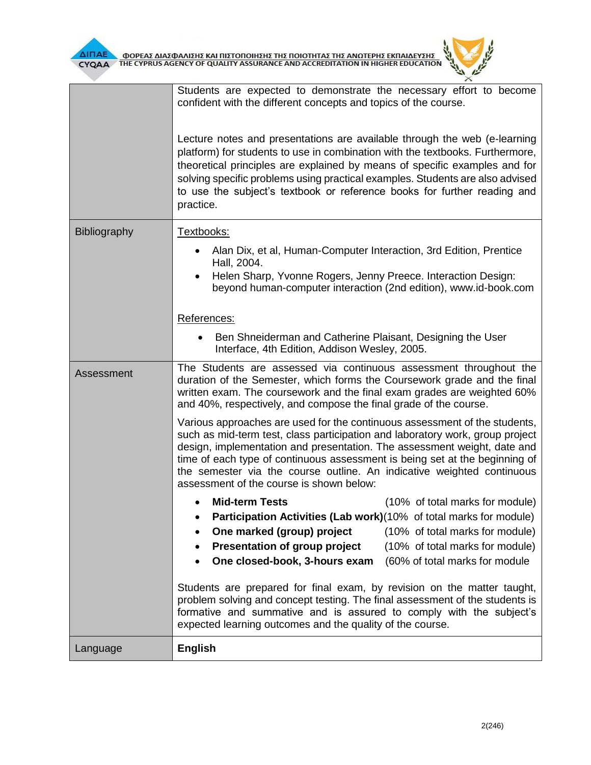| | |
|---|---|
| | Students are expected to demonstrate the necessary effort to become confident with the different concepts and topics of the course.<br><br>Lecture notes and presentations are available through the web (e-learning platform) for students to use in combination with the textbooks. Furthermore, theoretical principles are explained by means of specific examples and for solving specific problems using practical examples. Students are also advised to use the subject's textbook or reference books for further reading and practice. |
| Bibliography | <u>Textbooks:</u><br>• Alan Dix, et al, Human-Computer Interaction, 3rd Edition, Prentice Hall, 2004.<br>• Helen Sharp, Yvonne Rogers, Jenny Preece. Interaction Design: beyond human-computer interaction (2nd edition), www.id-book.com<br><br><u>References:</u><br>• Ben Shneiderman and Catherine Plaisant, Designing the User Interface, 4th Edition, Addison Wesley, 2005. |
| Assessment | The Students are assessed via continuous assessment throughout the duration of the Semester, which forms the Coursework grade and the final written exam. The coursework and the final exam grades are weighted 60% and 40%, respectively, and compose the final grade of the course.<br><br>Various approaches are used for the continuous assessment of the students, such as mid-term test, class participation and laboratory work, group project design, implementation and presentation. The assessment weight, date and time of each type of continuous assessment is being set at the beginning of the semester via the course outline. An indicative weighted continuous assessment of the course is shown below:<br>• **Mid-term Tests** (10% of total marks for module)<br>• **Participation Activities (Lab work)**(10% of total marks for module)<br>• **One marked (group) project** (10% of total marks for module)<br>• **Presentation of group project** (10% of total marks for module)<br>• **One closed-book, 3-hours exam** (60% of total marks for module<br><br>Students are prepared for final exam, by revision on the matter taught, problem solving and concept testing. The final assessment of the students is formative and summative and is assured to comply with the subject's expected learning outcomes and the quality of the course. |
| Language | **English** |